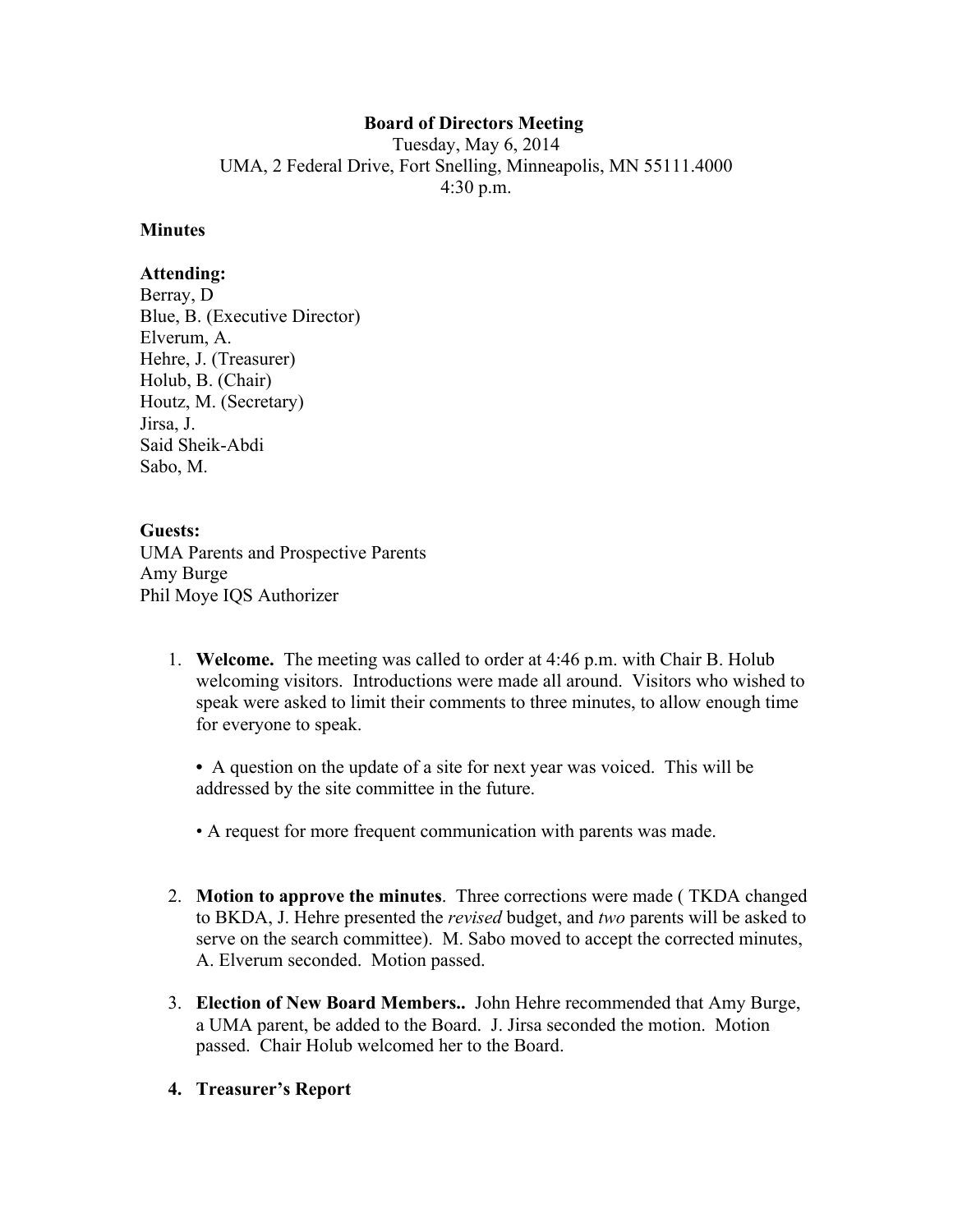**Board of Directors Meeting**
Tuesday, May 6, 2014
UMA, 2 Federal Drive, Fort Snelling, Minneapolis, MN 55111.4000
4:30 p.m.

**Minutes**

**Attending:**
Berray, D
Blue, B. (Executive Director)
Elverum, A.
Hehre, J. (Treasurer)
Holub, B. (Chair)
Houtz, M. (Secretary)
Jirsa, J.
Said Sheik-Abdi
Sabo, M.

**Guests:**
UMA Parents and Prospective Parents
Amy Burge
Phil Moye IQS Authorizer

1. **Welcome.** The meeting was called to order at 4:46 p.m. with Chair B. Holub welcoming visitors. Introductions were made all around. Visitors who wished to speak were asked to limit their comments to three minutes, to allow enough time for everyone to speak.

   • A question on the update of a site for next year was voiced. This will be addressed by the site committee in the future.

   • A request for more frequent communication with parents was made.

2. **Motion to approve the minutes**. Three corrections were made ( TKDA changed to BKDA, J. Hehre presented the *revised* budget, and *two* parents will be asked to serve on the search committee). M. Sabo moved to accept the corrected minutes, A. Elverum seconded. Motion passed.

3. **Election of New Board Members..** John Hehre recommended that Amy Burge, a UMA parent, be added to the Board. J. Jirsa seconded the motion. Motion passed. Chair Holub welcomed her to the Board.

4. **Treasurer's Report**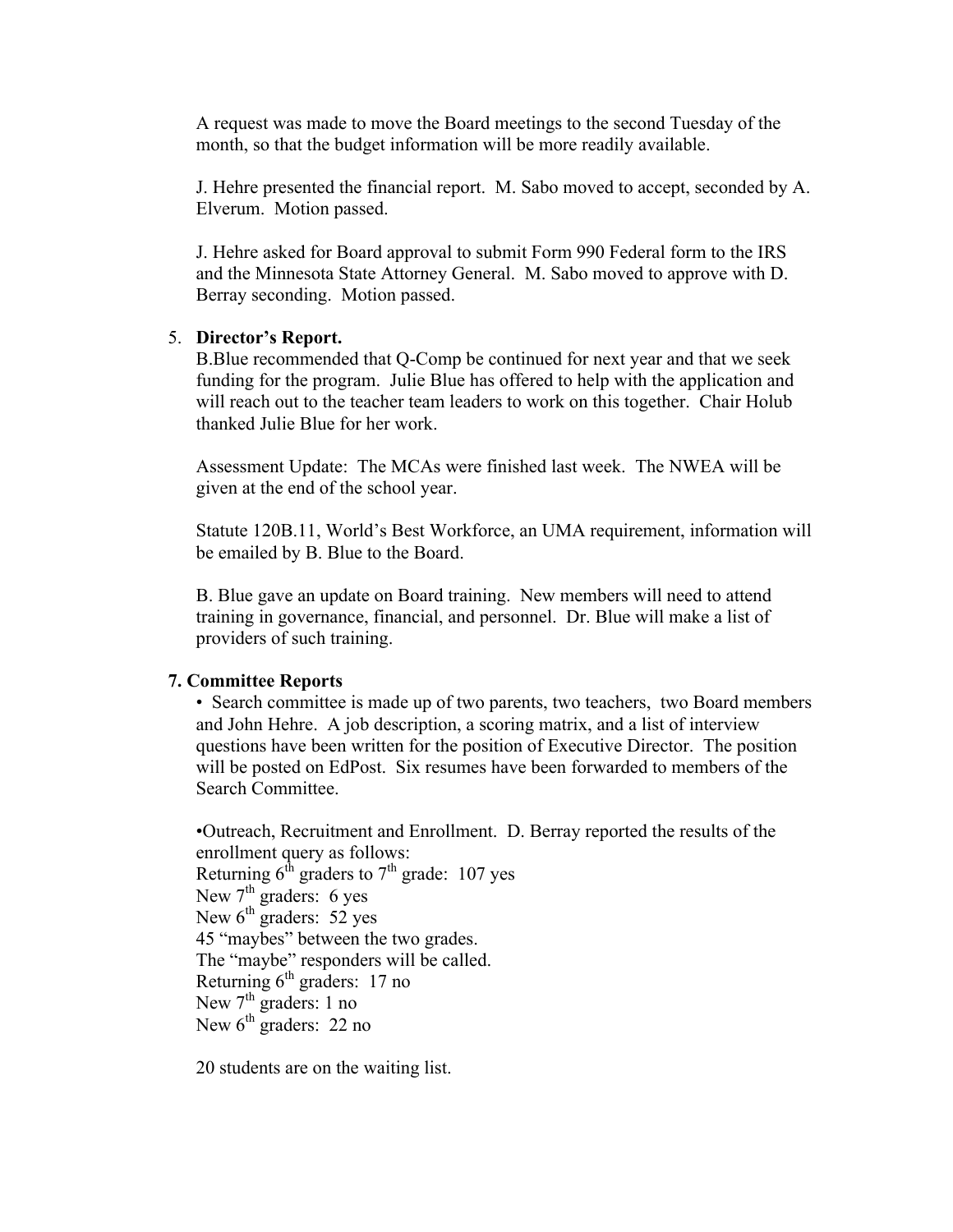A request was made to move the Board meetings to the second Tuesday of the month, so that the budget information will be more readily available.

J. Hehre presented the financial report. M. Sabo moved to accept, seconded by A. Elverum. Motion passed.

J. Hehre asked for Board approval to submit Form 990 Federal form to the IRS and the Minnesota State Attorney General. M. Sabo moved to approve with D. Berray seconding. Motion passed.

5. **Director's Report.**

B.Blue recommended that Q-Comp be continued for next year and that we seek funding for the program. Julie Blue has offered to help with the application and will reach out to the teacher team leaders to work on this together. Chair Holub thanked Julie Blue for her work.

Assessment Update: The MCAs were finished last week. The NWEA will be given at the end of the school year.

Statute 120B.11, World's Best Workforce, an UMA requirement, information will be emailed by B. Blue to the Board.

B. Blue gave an update on Board training. New members will need to attend training in governance, financial, and personnel. Dr. Blue will make a list of providers of such training.

**7. Committee Reports**

- Search committee is made up of two parents, two teachers, two Board members and John Hehre. A job description, a scoring matrix, and a list of interview questions have been written for the position of Executive Director. The position will be posted on EdPost. Six resumes have been forwarded to members of the Search Committee.

- Outreach, Recruitment and Enrollment. D. Berray reported the results of the enrollment query as follows:

Returning 6th graders to 7th grade: 107 yes
New 7th graders: 6 yes
New 6th graders: 52 yes
45 "maybes" between the two grades.
The "maybe" responders will be called.
Returning 6th graders: 17 no
New 7th graders: 1 no
New 6th graders: 22 no

20 students are on the waiting list.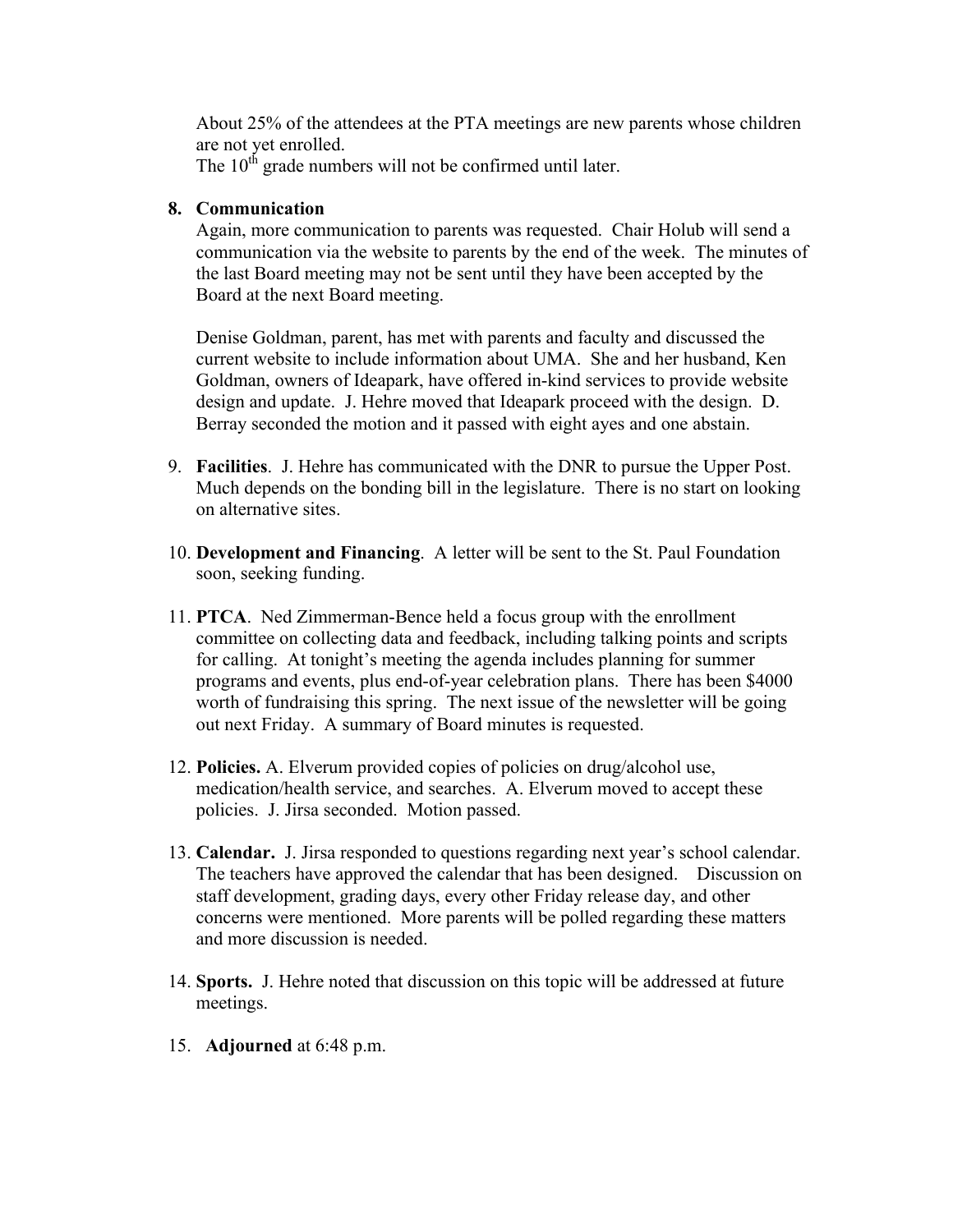About 25% of the attendees at the PTA meetings are new parents whose children are not yet enrolled.
The 10th grade numbers will not be confirmed until later.

8. **Communication**
   Again, more communication to parents was requested. Chair Holub will send a communication via the website to parents by the end of the week. The minutes of the last Board meeting may not be sent until they have been accepted by the Board at the next Board meeting.

   Denise Goldman, parent, has met with parents and faculty and discussed the current website to include information about UMA. She and her husband, Ken Goldman, owners of Ideapark, have offered in-kind services to provide website design and update. J. Hehre moved that Ideapark proceed with the design. D. Berray seconded the motion and it passed with eight ayes and one abstain.

9. **Facilities**. J. Hehre has communicated with the DNR to pursue the Upper Post. Much depends on the bonding bill in the legislature. There is no start on looking on alternative sites.

10. **Development and Financing**. A letter will be sent to the St. Paul Foundation soon, seeking funding.

11. **PTCA**. Ned Zimmerman-Bence held a focus group with the enrollment committee on collecting data and feedback, including talking points and scripts for calling. At tonight's meeting the agenda includes planning for summer programs and events, plus end-of-year celebration plans. There has been $4000 worth of fundraising this spring. The next issue of the newsletter will be going out next Friday. A summary of Board minutes is requested.

12. **Policies.** A. Elverum provided copies of policies on drug/alcohol use, medication/health service, and searches. A. Elverum moved to accept these policies. J. Jirsa seconded. Motion passed.

13. **Calendar.** J. Jirsa responded to questions regarding next year's school calendar. The teachers have approved the calendar that has been designed. Discussion on staff development, grading days, every other Friday release day, and other concerns were mentioned. More parents will be polled regarding these matters and more discussion is needed.

14. **Sports.** J. Hehre noted that discussion on this topic will be addressed at future meetings.

15. **Adjourned** at 6:48 p.m.